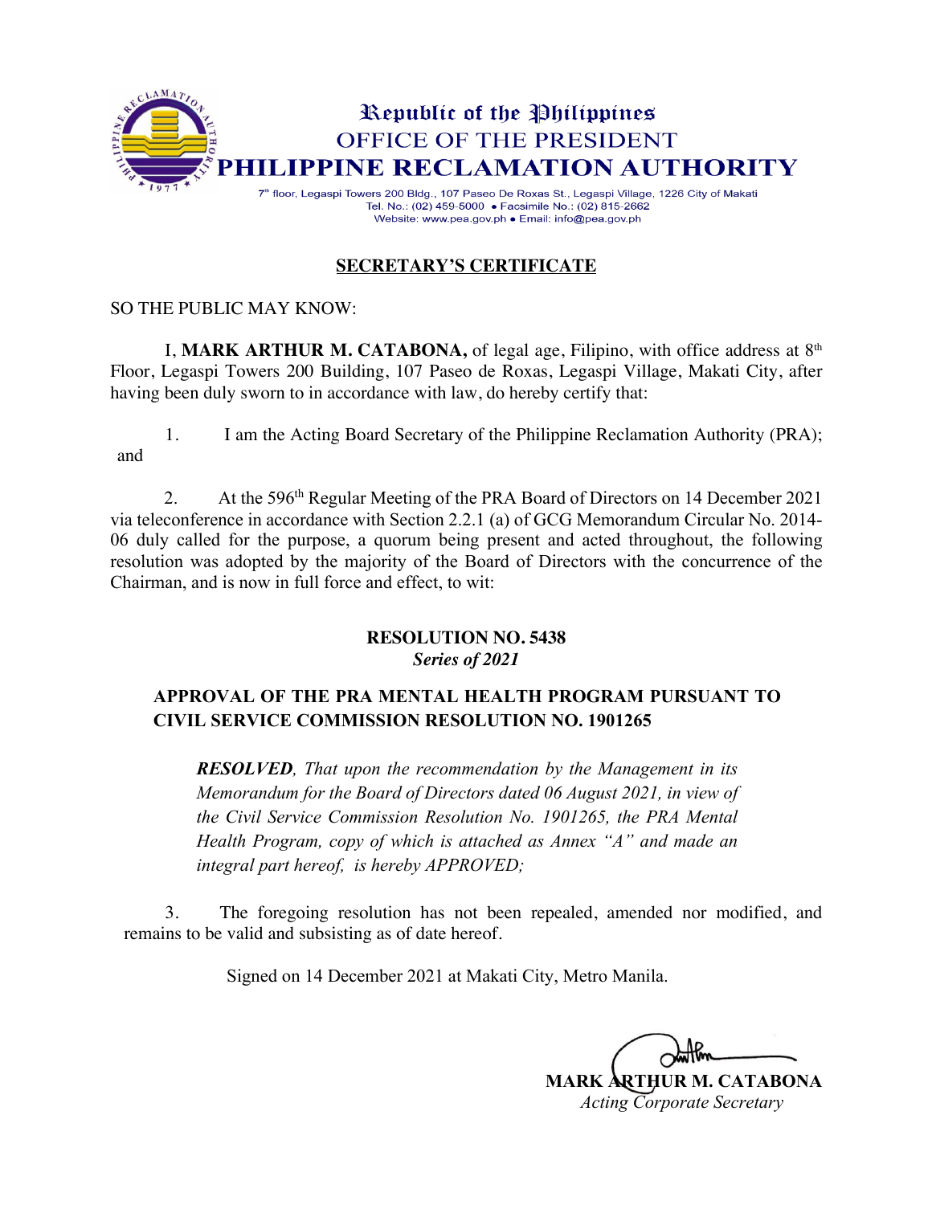Republic of the Philippines
OFFICE OF THE PRESIDENT
**PHILIPPINE RECLAMATION AUTHORITY**

7th floor, Legaspi Towers 200 Bldg., 107 Paseo De Roxas St., Legaspi Village, 1226 City of Makati
Tel. No.: (02) 459-5000 • Facsimile No.: (02) 815-2662
Website: www.pea.gov.ph • Email: info@pea.gov.ph

# SECRETARY'S CERTIFICATE

SO THE PUBLIC MAY KNOW:

I, **MARK ARTHUR M. CATABONA,** of legal age, Filipino, with office address at 8th Floor, Legaspi Towers 200 Building, 107 Paseo de Roxas, Legaspi Village, Makati City, after having been duly sworn to in accordance with law, do hereby certify that:

1. I am the Acting Board Secretary of the Philippine Reclamation Authority (PRA); and

2. At the 596th Regular Meeting of the PRA Board of Directors on 14 December 2021 via teleconference in accordance with Section 2.2.1 (a) of GCG Memorandum Circular No. 2014-06 duly called for the purpose, a quorum being present and acted throughout, the following resolution was adopted by the majority of the Board of Directors with the concurrence of the Chairman, and is now in full force and effect, to wit:

**RESOLUTION NO. 5438**
***Series of 2021***

**APPROVAL OF THE PRA MENTAL HEALTH PROGRAM PURSUANT TO CIVIL SERVICE COMMISSION RESOLUTION NO. 1901265**

> ***RESOLVED****, That upon the recommendation by the Management in its Memorandum for the Board of Directors dated 06 August 2021, in view of the Civil Service Commission Resolution No. 1901265, the PRA Mental Health Program, copy of which is attached as Annex "A" and made an integral part hereof, is hereby APPROVED;*

3. The foregoing resolution has not been repealed, amended nor modified, and remains to be valid and subsisting as of date hereof.

Signed on 14 December 2021 at Makati City, Metro Manila.

**MARK ARTHUR M. CATABONA**
*Acting Corporate Secretary*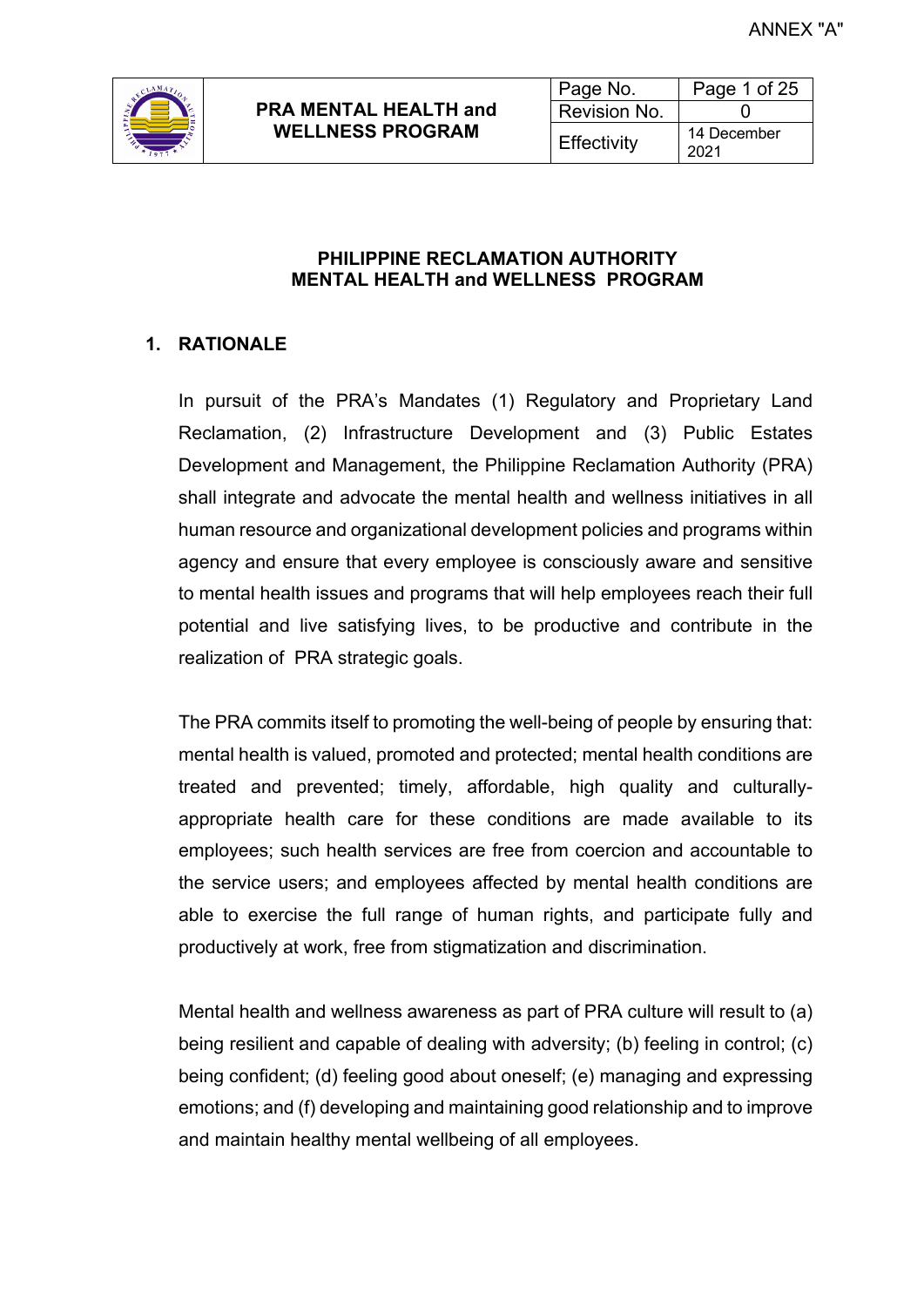# PHILIPPINE RECLAMATION AUTHORITY
# MENTAL HEALTH and WELLNESS PROGRAM

## 1. RATIONALE

In pursuit of the PRA's Mandates (1) Regulatory and Proprietary Land Reclamation, (2) Infrastructure Development and (3) Public Estates Development and Management, the Philippine Reclamation Authority (PRA) shall integrate and advocate the mental health and wellness initiatives in all human resource and organizational development policies and programs within agency and ensure that every employee is consciously aware and sensitive to mental health issues and programs that will help employees reach their full potential and live satisfying lives, to be productive and contribute in the realization of PRA strategic goals.

The PRA commits itself to promoting the well-being of people by ensuring that: mental health is valued, promoted and protected; mental health conditions are treated and prevented; timely, affordable, high quality and culturally-appropriate health care for these conditions are made available to its employees; such health services are free from coercion and accountable to the service users; and employees affected by mental health conditions are able to exercise the full range of human rights, and participate fully and productively at work, free from stigmatization and discrimination.

Mental health and wellness awareness as part of PRA culture will result to (a) being resilient and capable of dealing with adversity; (b) feeling in control; (c) being confident; (d) feeling good about oneself; (e) managing and expressing emotions; and (f) developing and maintaining good relationship and to improve and maintain healthy mental wellbeing of all employees.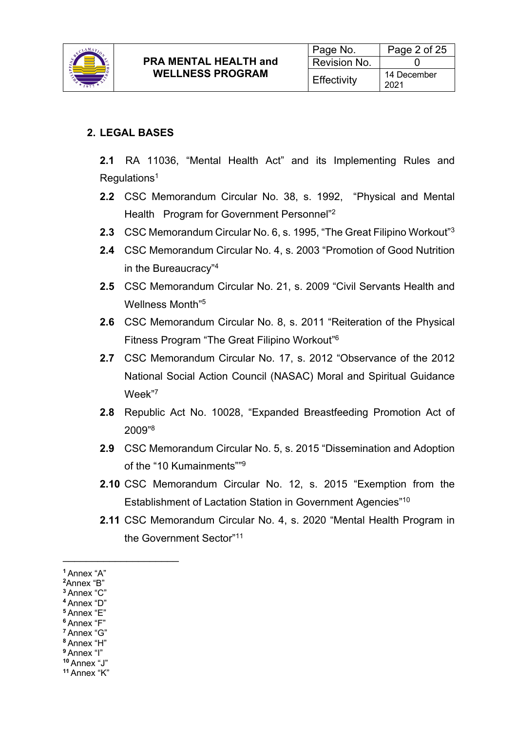## 2. LEGAL BASES

**2.1** RA 11036, "Mental Health Act" and its Implementing Rules and Regulations[1]

**2.2** CSC Memorandum Circular No. 38, s. 1992, "Physical and Mental Health Program for Government Personnel"[2]

**2.3** CSC Memorandum Circular No. 6, s. 1995, "The Great Filipino Workout"[3]

**2.4** CSC Memorandum Circular No. 4, s. 2003 "Promotion of Good Nutrition in the Bureaucracy"[4]

**2.5** CSC Memorandum Circular No. 21, s. 2009 "Civil Servants Health and Wellness Month"[5]

**2.6** CSC Memorandum Circular No. 8, s. 2011 "Reiteration of the Physical Fitness Program "The Great Filipino Workout"[6]

**2.7** CSC Memorandum Circular No. 17, s. 2012 "Observance of the 2012 National Social Action Council (NASAC) Moral and Spiritual Guidance Week"[7]

**2.8** Republic Act No. 10028, "Expanded Breastfeeding Promotion Act of 2009"[8]

**2.9** CSC Memorandum Circular No. 5, s. 2015 "Dissemination and Adoption of the "10 Kumainments""[9]

**2.10** CSC Memorandum Circular No. 12, s. 2015 "Exemption from the Establishment of Lactation Station in Government Agencies"[10]

**2.11** CSC Memorandum Circular No. 4, s. 2020 "Mental Health Program in the Government Sector"[11]

---

[1] Annex "A"
[2] Annex "B"
[3] Annex "C"
[4] Annex "D"
[5] Annex "E"
[6] Annex "F"
[7] Annex "G"
[8] Annex "H"
[9] Annex "I"
[10] Annex "J"
[11] Annex "K"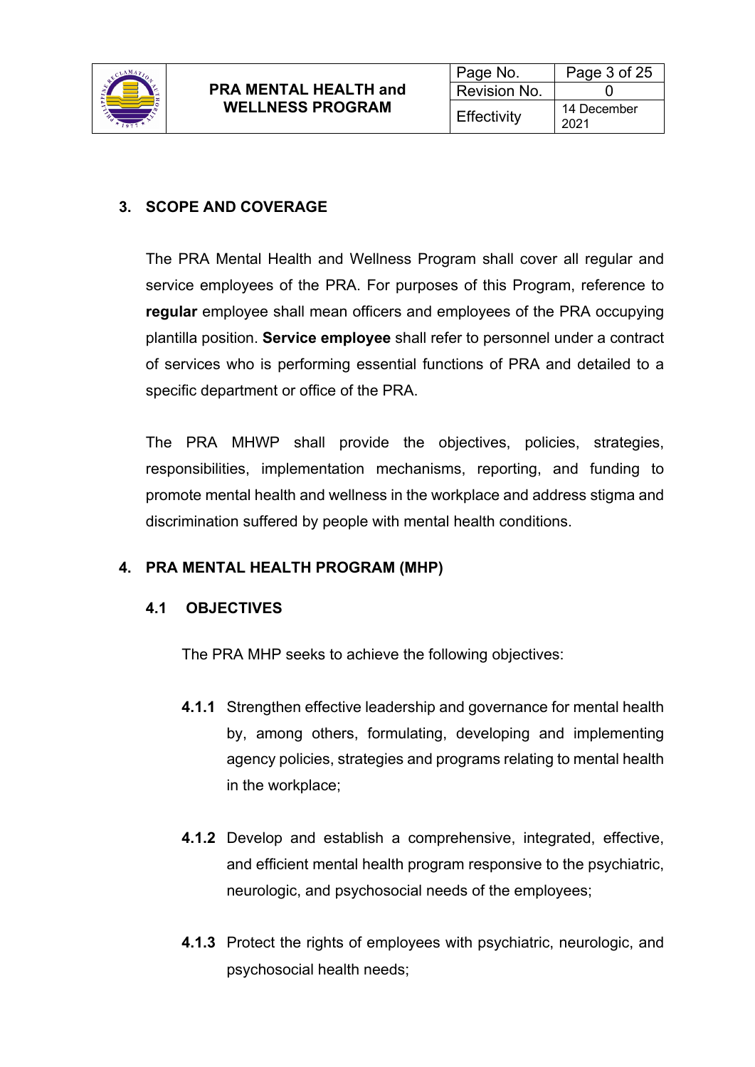## 3. SCOPE AND COVERAGE

The PRA Mental Health and Wellness Program shall cover all regular and service employees of the PRA. For purposes of this Program, reference to **regular** employee shall mean officers and employees of the PRA occupying plantilla position. **Service employee** shall refer to personnel under a contract of services who is performing essential functions of PRA and detailed to a specific department or office of the PRA.

The PRA MHWP shall provide the objectives, policies, strategies, responsibilities, implementation mechanisms, reporting, and funding to promote mental health and wellness in the workplace and address stigma and discrimination suffered by people with mental health conditions.

## 4. PRA MENTAL HEALTH PROGRAM (MHP)

### 4.1 OBJECTIVES

The PRA MHP seeks to achieve the following objectives:

**4.1.1** Strengthen effective leadership and governance for mental health by, among others, formulating, developing and implementing agency policies, strategies and programs relating to mental health in the workplace;

**4.1.2** Develop and establish a comprehensive, integrated, effective, and efficient mental health program responsive to the psychiatric, neurologic, and psychosocial needs of the employees;

**4.1.3** Protect the rights of employees with psychiatric, neurologic, and psychosocial health needs;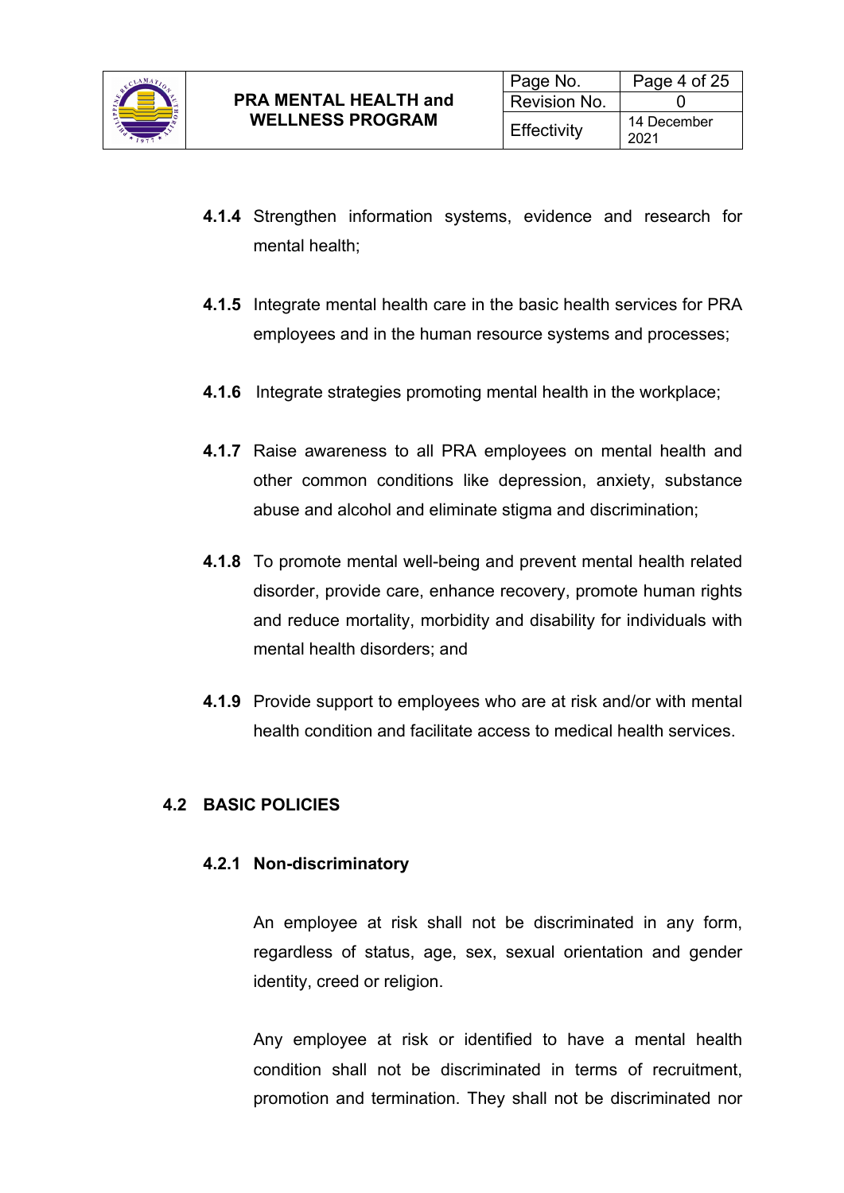**4.1.4** Strengthen information systems, evidence and research for mental health;

**4.1.5** Integrate mental health care in the basic health services for PRA employees and in the human resource systems and processes;

**4.1.6** Integrate strategies promoting mental health in the workplace;

**4.1.7** Raise awareness to all PRA employees on mental health and other common conditions like depression, anxiety, substance abuse and alcohol and eliminate stigma and discrimination;

**4.1.8** To promote mental well-being and prevent mental health related disorder, provide care, enhance recovery, promote human rights and reduce mortality, morbidity and disability for individuals with mental health disorders; and

**4.1.9** Provide support to employees who are at risk and/or with mental health condition and facilitate access to medical health services.

## 4.2 BASIC POLICIES

### 4.2.1 Non-discriminatory

An employee at risk shall not be discriminated in any form, regardless of status, age, sex, sexual orientation and gender identity, creed or religion.

Any employee at risk or identified to have a mental health condition shall not be discriminated in terms of recruitment, promotion and termination. They shall not be discriminated nor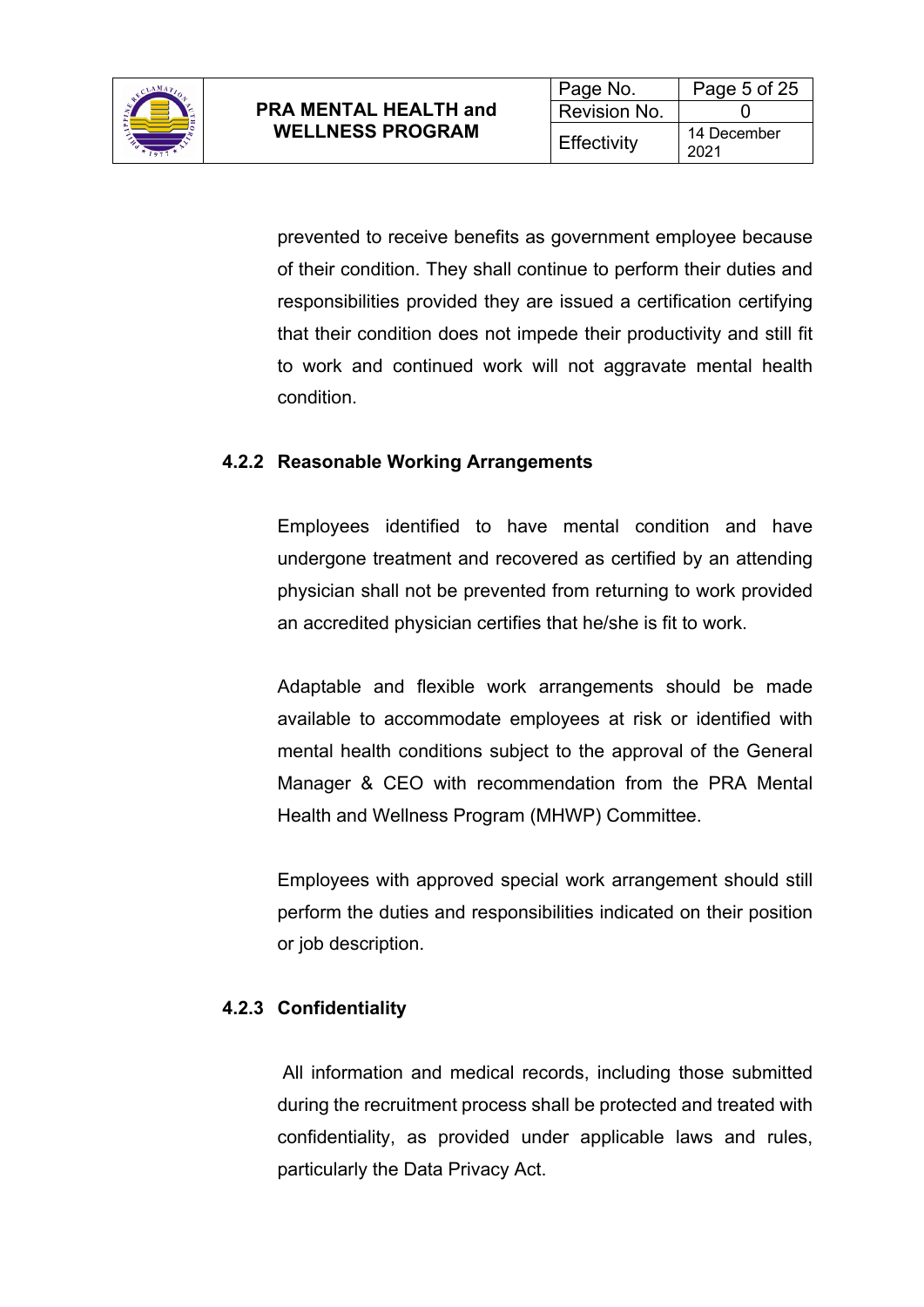prevented to receive benefits as government employee because of their condition. They shall continue to perform their duties and responsibilities provided they are issued a certification certifying that their condition does not impede their productivity and still fit to work and continued work will not aggravate mental health condition.

#### 4.2.2 Reasonable Working Arrangements

Employees identified to have mental condition and have undergone treatment and recovered as certified by an attending physician shall not be prevented from returning to work provided an accredited physician certifies that he/she is fit to work.

Adaptable and flexible work arrangements should be made available to accommodate employees at risk or identified with mental health conditions subject to the approval of the General Manager & CEO with recommendation from the PRA Mental Health and Wellness Program (MHWP) Committee.

Employees with approved special work arrangement should still perform the duties and responsibilities indicated on their position or job description.

#### 4.2.3 Confidentiality

All information and medical records, including those submitted during the recruitment process shall be protected and treated with confidentiality, as provided under applicable laws and rules, particularly the Data Privacy Act.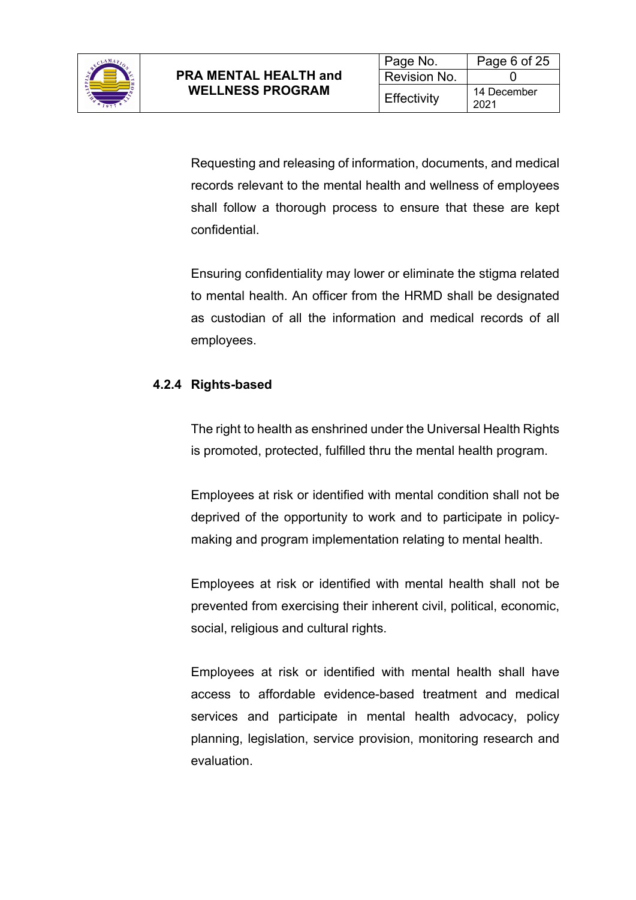Requesting and releasing of information, documents, and medical records relevant to the mental health and wellness of employees shall follow a thorough process to ensure that these are kept confidential.

Ensuring confidentiality may lower or eliminate the stigma related to mental health. An officer from the HRMD shall be designated as custodian of all the information and medical records of all employees.

#### 4.2.4 Rights-based

The right to health as enshrined under the Universal Health Rights is promoted, protected, fulfilled thru the mental health program.

Employees at risk or identified with mental condition shall not be deprived of the opportunity to work and to participate in policy-making and program implementation relating to mental health.

Employees at risk or identified with mental health shall not be prevented from exercising their inherent civil, political, economic, social, religious and cultural rights.

Employees at risk or identified with mental health shall have access to affordable evidence-based treatment and medical services and participate in mental health advocacy, policy planning, legislation, service provision, monitoring research and evaluation.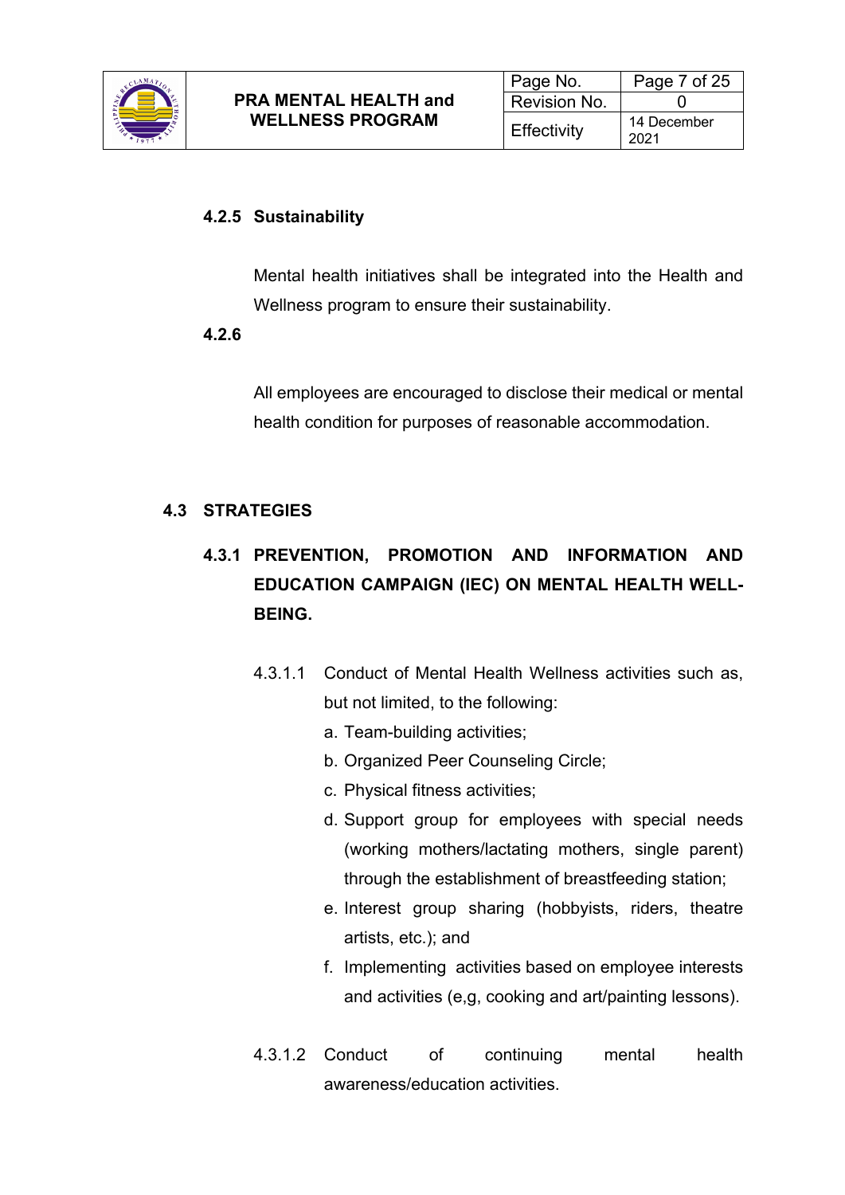#### 4.2.5 Sustainability

Mental health initiatives shall be integrated into the Health and Wellness program to ensure their sustainability.

#### 4.2.6

All employees are encouraged to disclose their medical or mental health condition for purposes of reasonable accommodation.

### 4.3 STRATEGIES

#### 4.3.1 PREVENTION, PROMOTION AND INFORMATION AND EDUCATION CAMPAIGN (IEC) ON MENTAL HEALTH WELL-BEING.

4.3.1.1 Conduct of Mental Health Wellness activities such as, but not limited, to the following:

a. Team-building activities;
b. Organized Peer Counseling Circle;
c. Physical fitness activities;
d. Support group for employees with special needs (working mothers/lactating mothers, single parent) through the establishment of breastfeeding station;
e. Interest group sharing (hobbyists, riders, theatre artists, etc.); and
f. Implementing activities based on employee interests and activities (e,g, cooking and art/painting lessons).

4.3.1.2 Conduct of continuing mental health awareness/education activities.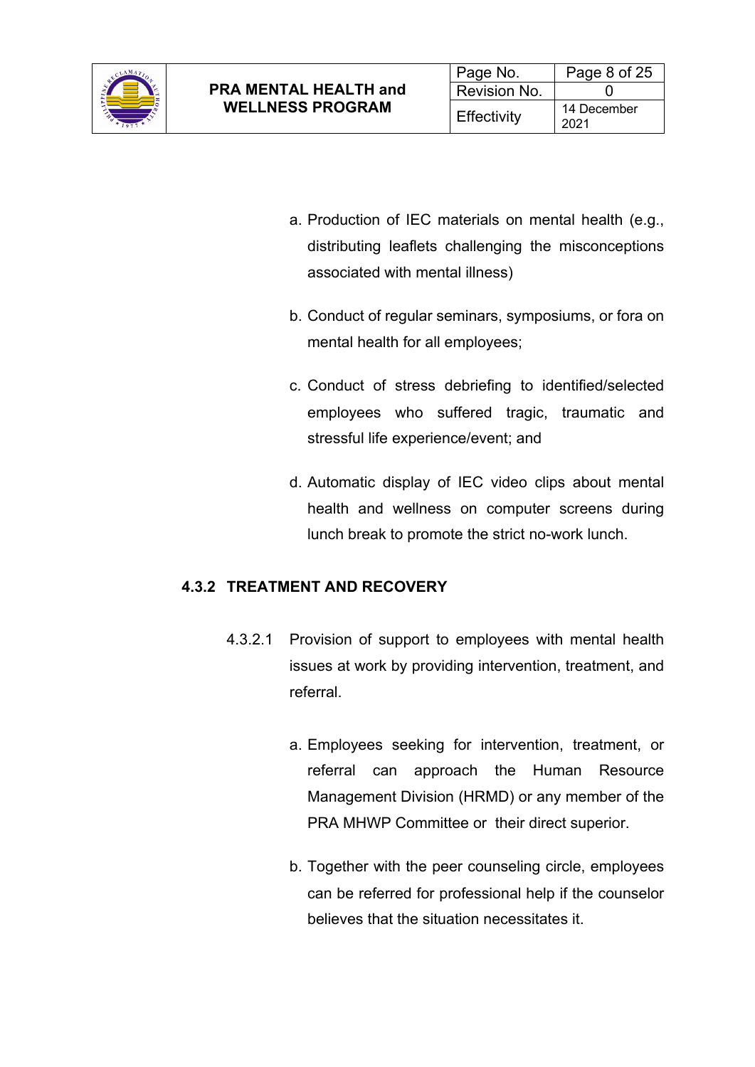a. Production of IEC materials on mental health (e.g., distributing leaflets challenging the misconceptions associated with mental illness)

b. Conduct of regular seminars, symposiums, or fora on mental health for all employees;

c. Conduct of stress debriefing to identified/selected employees who suffered tragic, traumatic and stressful life experience/event; and

d. Automatic display of IEC video clips about mental health and wellness on computer screens during lunch break to promote the strict no-work lunch.

### 4.3.2 TREATMENT AND RECOVERY

4.3.2.1 Provision of support to employees with mental health issues at work by providing intervention, treatment, and referral.

a. Employees seeking for intervention, treatment, or referral can approach the Human Resource Management Division (HRMD) or any member of the PRA MHWP Committee or their direct superior.

b. Together with the peer counseling circle, employees can be referred for professional help if the counselor believes that the situation necessitates it.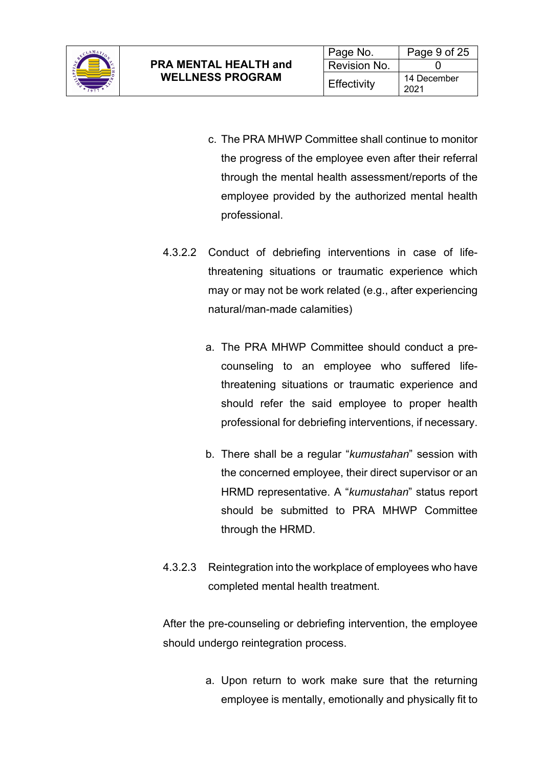c. The PRA MHWP Committee shall continue to monitor the progress of the employee even after their referral through the mental health assessment/reports of the employee provided by the authorized mental health professional.

4.3.2.2 Conduct of debriefing interventions in case of life-threatening situations or traumatic experience which may or may not be work related (e.g., after experiencing natural/man-made calamities)

a. The PRA MHWP Committee should conduct a pre-counseling to an employee who suffered life-threatening situations or traumatic experience and should refer the said employee to proper health professional for debriefing interventions, if necessary.

b. There shall be a regular "*kumustahan*" session with the concerned employee, their direct supervisor or an HRMD representative. A "*kumustahan*" status report should be submitted to PRA MHWP Committee through the HRMD.

4.3.2.3 Reintegration into the workplace of employees who have completed mental health treatment.

After the pre-counseling or debriefing intervention, the employee should undergo reintegration process.

a. Upon return to work make sure that the returning employee is mentally, emotionally and physically fit to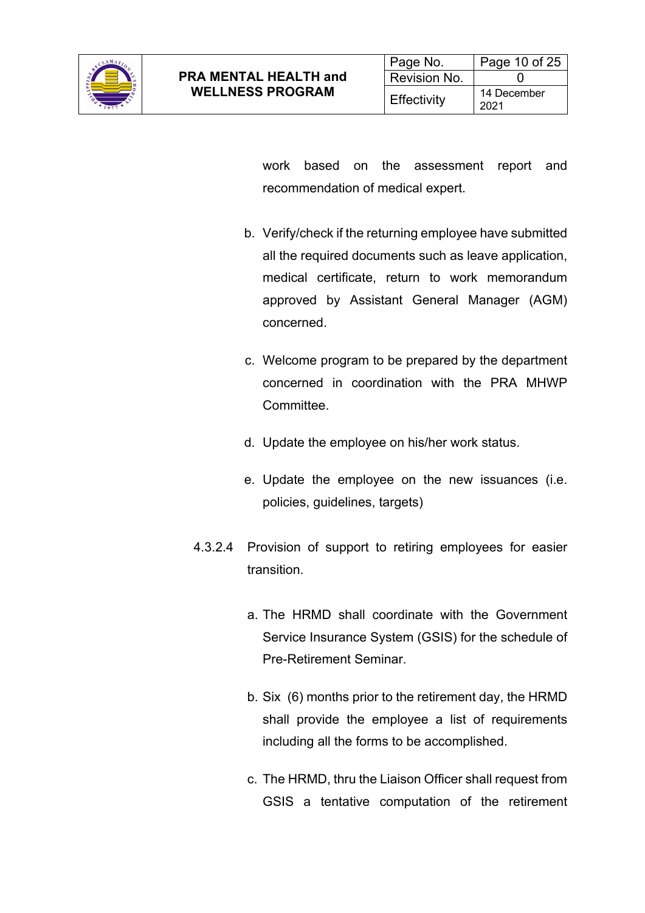work based on the assessment report and recommendation of medical expert.

b. Verify/check if the returning employee have submitted all the required documents such as leave application, medical certificate, return to work memorandum approved by Assistant General Manager (AGM) concerned.

c. Welcome program to be prepared by the department concerned in coordination with the PRA MHWP Committee.

d. Update the employee on his/her work status.

e. Update the employee on the new issuances (i.e. policies, guidelines, targets)

4.3.2.4 Provision of support to retiring employees for easier transition.

a. The HRMD shall coordinate with the Government Service Insurance System (GSIS) for the schedule of Pre-Retirement Seminar.

b. Six (6) months prior to the retirement day, the HRMD shall provide the employee a list of requirements including all the forms to be accomplished.

c. The HRMD, thru the Liaison Officer shall request from GSIS a tentative computation of the retirement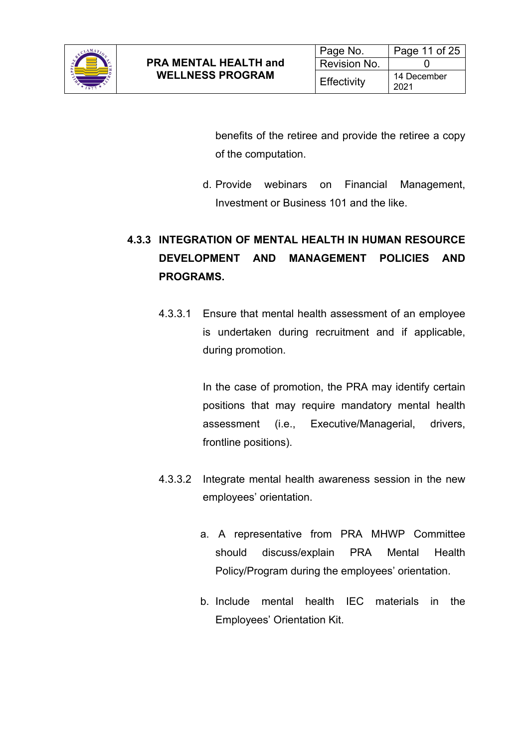benefits of the retiree and provide the retiree a copy of the computation.

d. Provide webinars on Financial Management, Investment or Business 101 and the like.

### 4.3.3 INTEGRATION OF MENTAL HEALTH IN HUMAN RESOURCE DEVELOPMENT AND MANAGEMENT POLICIES AND PROGRAMS.

4.3.3.1 Ensure that mental health assessment of an employee is undertaken during recruitment and if applicable, during promotion.

In the case of promotion, the PRA may identify certain positions that may require mandatory mental health assessment (i.e., Executive/Managerial, drivers, frontline positions).

4.3.3.2 Integrate mental health awareness session in the new employees' orientation.

a. A representative from PRA MHWP Committee should discuss/explain PRA Mental Health Policy/Program during the employees' orientation.

b. Include mental health IEC materials in the Employees' Orientation Kit.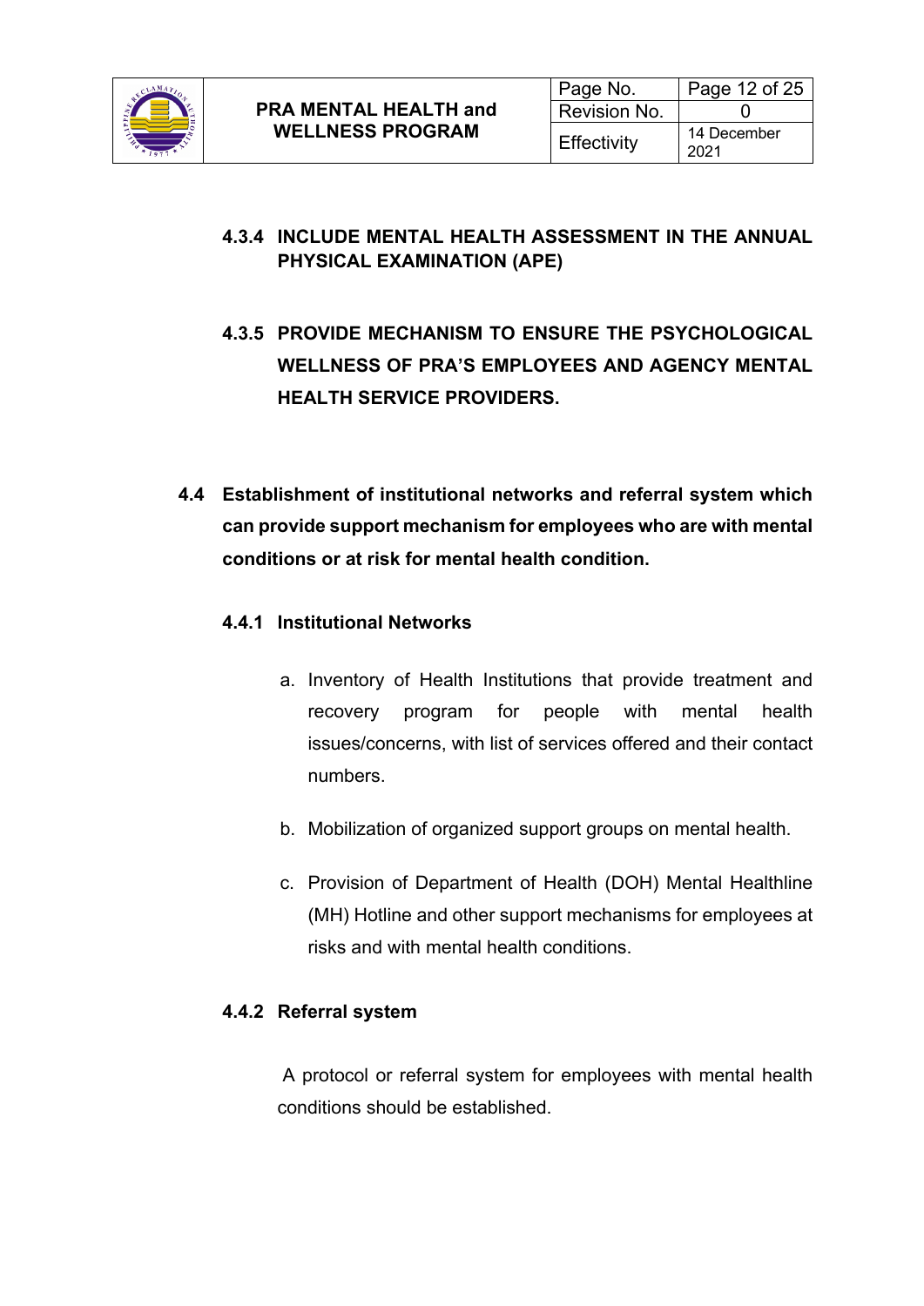#### 4.3.4 INCLUDE MENTAL HEALTH ASSESSMENT IN THE ANNUAL PHYSICAL EXAMINATION (APE)

#### 4.3.5 PROVIDE MECHANISM TO ENSURE THE PSYCHOLOGICAL WELLNESS OF PRA'S EMPLOYEES AND AGENCY MENTAL HEALTH SERVICE PROVIDERS.

### 4.4 Establishment of institutional networks and referral system which can provide support mechanism for employees who are with mental conditions or at risk for mental health condition.

#### 4.4.1 Institutional Networks

a. Inventory of Health Institutions that provide treatment and recovery program for people with mental health issues/concerns, with list of services offered and their contact numbers.

b. Mobilization of organized support groups on mental health.

c. Provision of Department of Health (DOH) Mental Healthline (MH) Hotline and other support mechanisms for employees at risks and with mental health conditions.

#### 4.4.2 Referral system

A protocol or referral system for employees with mental health conditions should be established.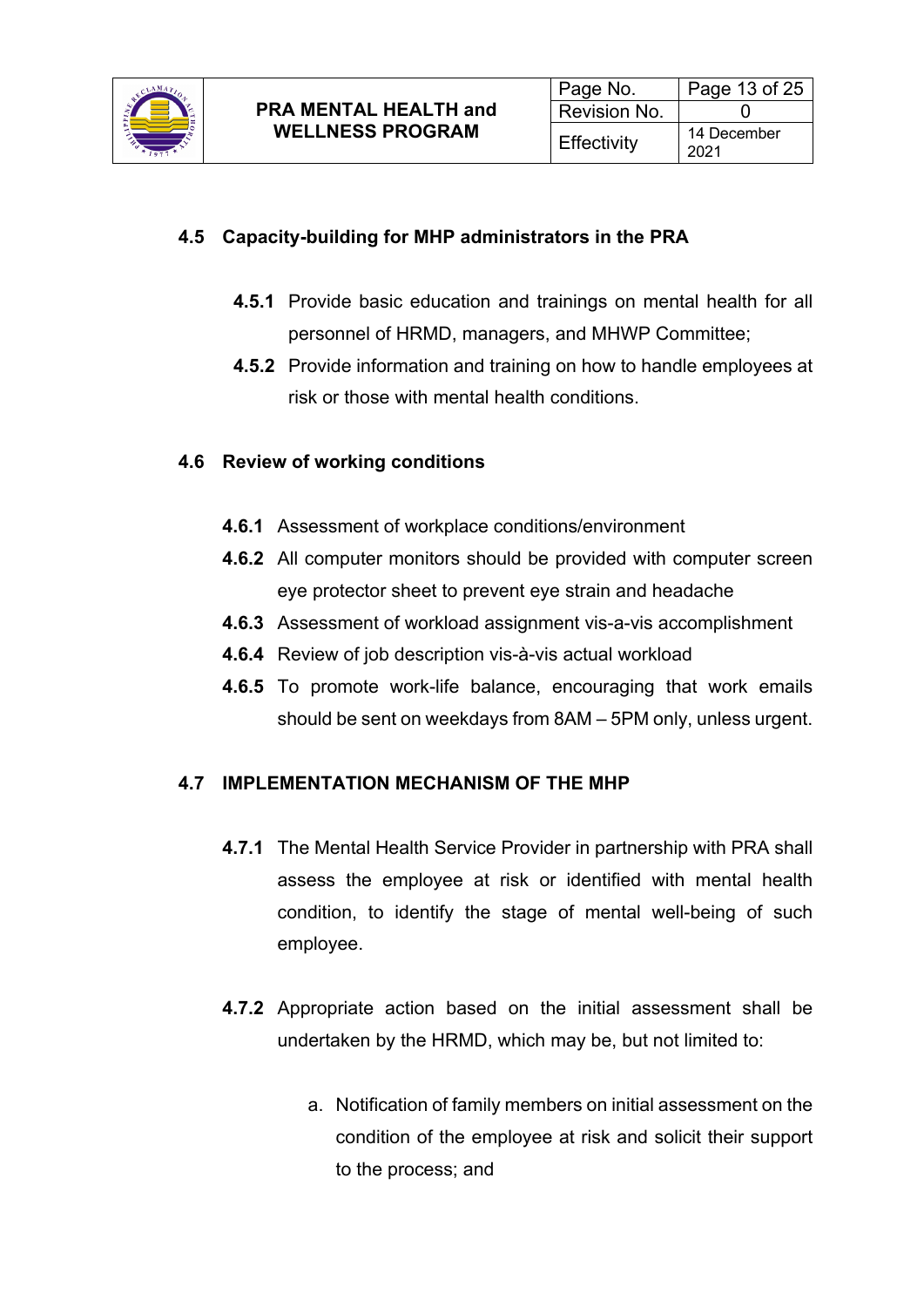### 4.5 Capacity-building for MHP administrators in the PRA

**4.5.1** Provide basic education and trainings on mental health for all personnel of HRMD, managers, and MHWP Committee;

**4.5.2** Provide information and training on how to handle employees at risk or those with mental health conditions.

### 4.6 Review of working conditions

**4.6.1** Assessment of workplace conditions/environment

**4.6.2** All computer monitors should be provided with computer screen eye protector sheet to prevent eye strain and headache

**4.6.3** Assessment of workload assignment vis-a-vis accomplishment

**4.6.4** Review of job description vis-à-vis actual workload

**4.6.5** To promote work-life balance, encouraging that work emails should be sent on weekdays from 8AM – 5PM only, unless urgent.

### 4.7 IMPLEMENTATION MECHANISM OF THE MHP

**4.7.1** The Mental Health Service Provider in partnership with PRA shall assess the employee at risk or identified with mental health condition, to identify the stage of mental well-being of such employee.

**4.7.2** Appropriate action based on the initial assessment shall be undertaken by the HRMD, which may be, but not limited to:

a. Notification of family members on initial assessment on the condition of the employee at risk and solicit their support to the process; and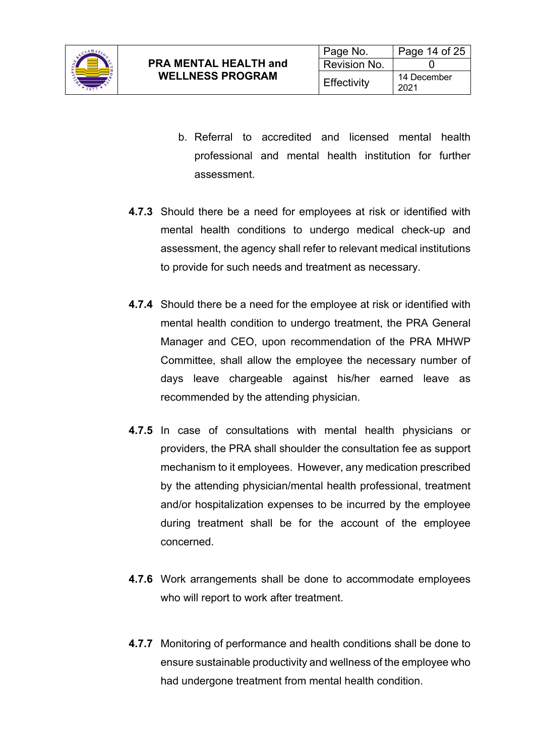b. Referral to accredited and licensed mental health professional and mental health institution for further assessment.

**4.7.3** Should there be a need for employees at risk or identified with mental health conditions to undergo medical check-up and assessment, the agency shall refer to relevant medical institutions to provide for such needs and treatment as necessary.

**4.7.4** Should there be a need for the employee at risk or identified with mental health condition to undergo treatment, the PRA General Manager and CEO, upon recommendation of the PRA MHWP Committee, shall allow the employee the necessary number of days leave chargeable against his/her earned leave as recommended by the attending physician.

**4.7.5** In case of consultations with mental health physicians or providers, the PRA shall shoulder the consultation fee as support mechanism to it employees. However, any medication prescribed by the attending physician/mental health professional, treatment and/or hospitalization expenses to be incurred by the employee during treatment shall be for the account of the employee concerned.

**4.7.6** Work arrangements shall be done to accommodate employees who will report to work after treatment.

**4.7.7** Monitoring of performance and health conditions shall be done to ensure sustainable productivity and wellness of the employee who had undergone treatment from mental health condition.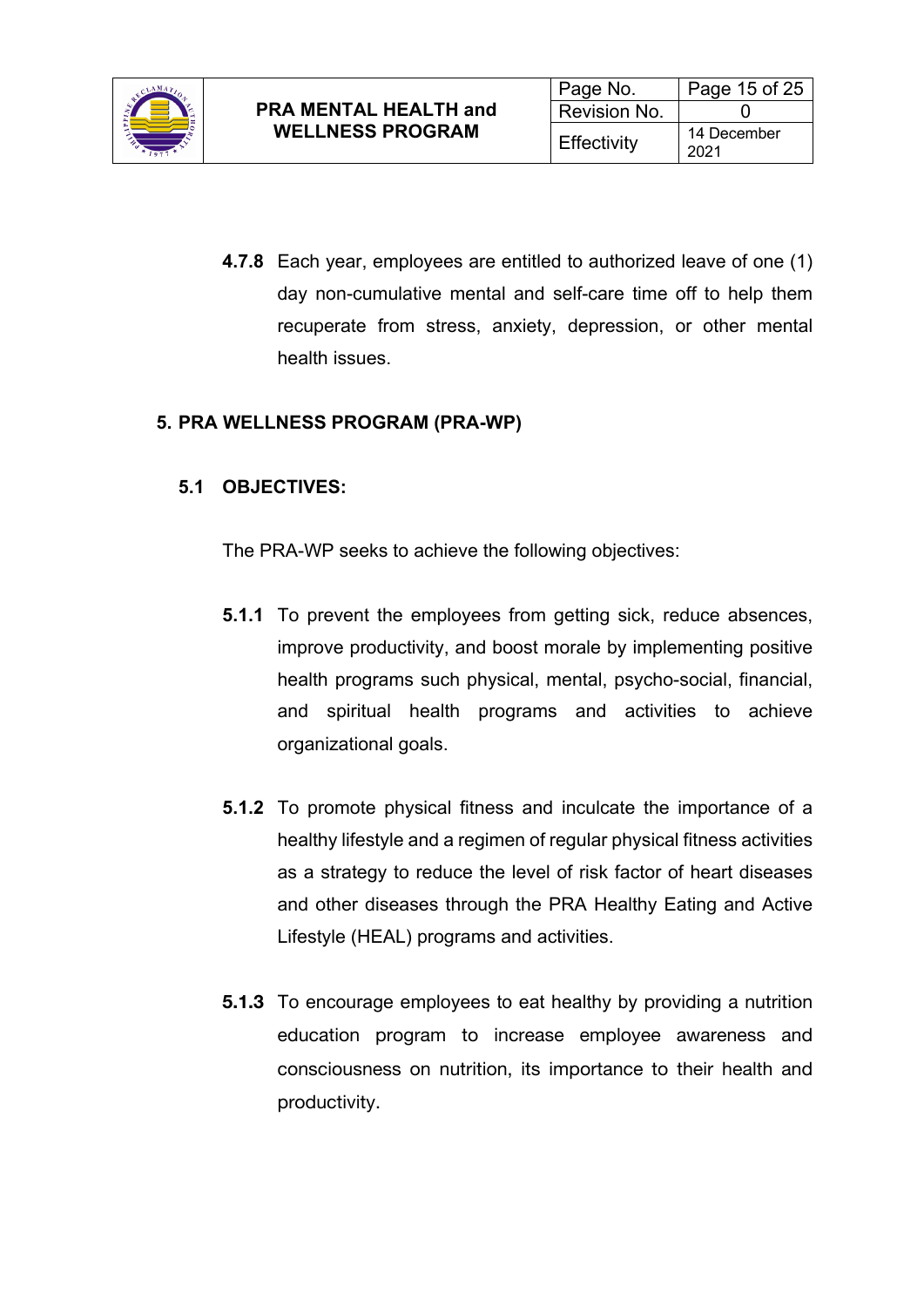**4.7.8** Each year, employees are entitled to authorized leave of one (1) day non-cumulative mental and self-care time off to help them recuperate from stress, anxiety, depression, or other mental health issues.

## 5. PRA WELLNESS PROGRAM (PRA-WP)

### 5.1 OBJECTIVES:

The PRA-WP seeks to achieve the following objectives:

**5.1.1** To prevent the employees from getting sick, reduce absences, improve productivity, and boost morale by implementing positive health programs such physical, mental, psycho-social, financial, and spiritual health programs and activities to achieve organizational goals.

**5.1.2** To promote physical fitness and inculcate the importance of a healthy lifestyle and a regimen of regular physical fitness activities as a strategy to reduce the level of risk factor of heart diseases and other diseases through the PRA Healthy Eating and Active Lifestyle (HEAL) programs and activities.

**5.1.3** To encourage employees to eat healthy by providing a nutrition education program to increase employee awareness and consciousness on nutrition, its importance to their health and productivity.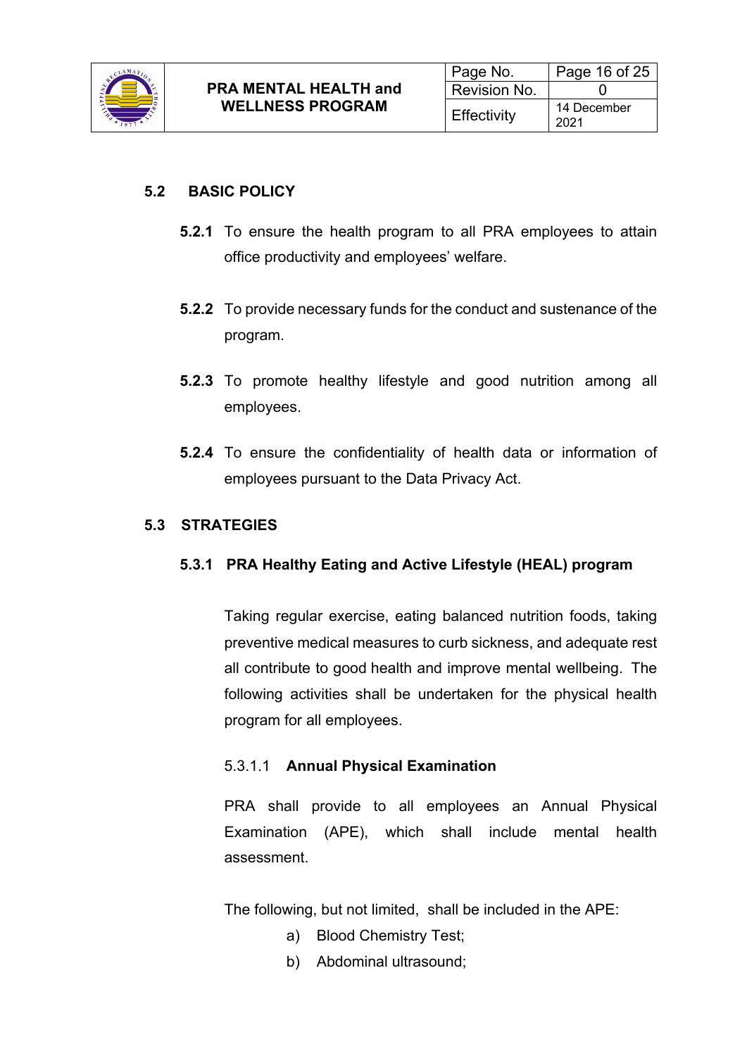### 5.2 BASIC POLICY

**5.2.1** To ensure the health program to all PRA employees to attain office productivity and employees' welfare.

**5.2.2** To provide necessary funds for the conduct and sustenance of the program.

**5.2.3** To promote healthy lifestyle and good nutrition among all employees.

**5.2.4** To ensure the confidentiality of health data or information of employees pursuant to the Data Privacy Act.

### 5.3 STRATEGIES

#### 5.3.1 PRA Healthy Eating and Active Lifestyle (HEAL) program

Taking regular exercise, eating balanced nutrition foods, taking preventive medical measures to curb sickness, and adequate rest all contribute to good health and improve mental wellbeing. The following activities shall be undertaken for the physical health program for all employees.

5.3.1.1 **Annual Physical Examination**

PRA shall provide to all employees an Annual Physical Examination (APE), which shall include mental health assessment.

The following, but not limited, shall be included in the APE:

a) Blood Chemistry Test;
b) Abdominal ultrasound;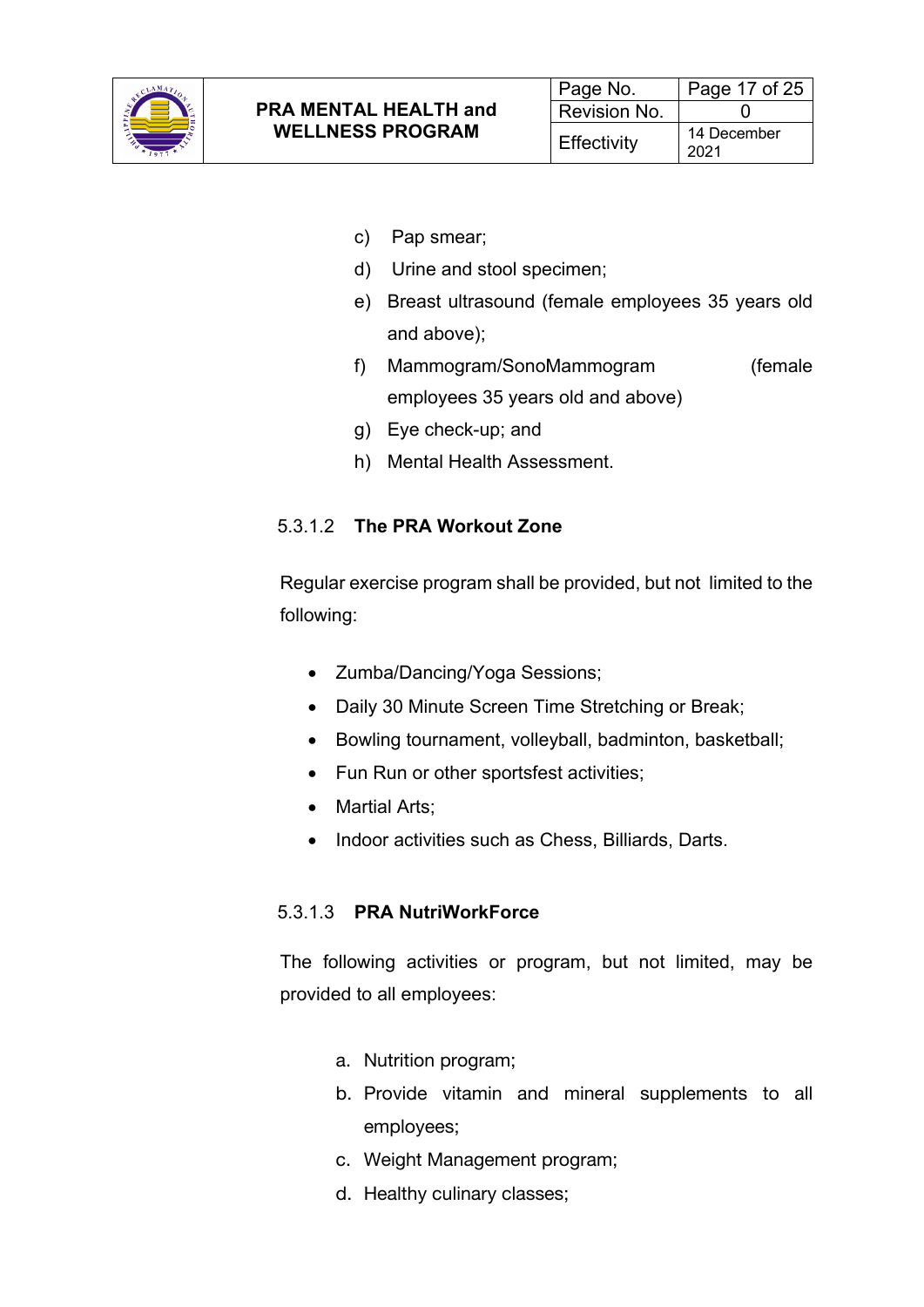c) Pap smear;
d) Urine and stool specimen;
e) Breast ultrasound (female employees 35 years old and above);
f) Mammogram/SonoMammogram (female employees 35 years old and above)
g) Eye check-up; and
h) Mental Health Assessment.

5.3.1.2 **The PRA Workout Zone**

Regular exercise program shall be provided, but not limited to the following:

- Zumba/Dancing/Yoga Sessions;
- Daily 30 Minute Screen Time Stretching or Break;
- Bowling tournament, volleyball, badminton, basketball;
- Fun Run or other sportsfest activities;
- Martial Arts;
- Indoor activities such as Chess, Billiards, Darts.

5.3.1.3 **PRA NutriWorkForce**

The following activities or program, but not limited, may be provided to all employees:

a. Nutrition program;
b. Provide vitamin and mineral supplements to all employees;
c. Weight Management program;
d. Healthy culinary classes;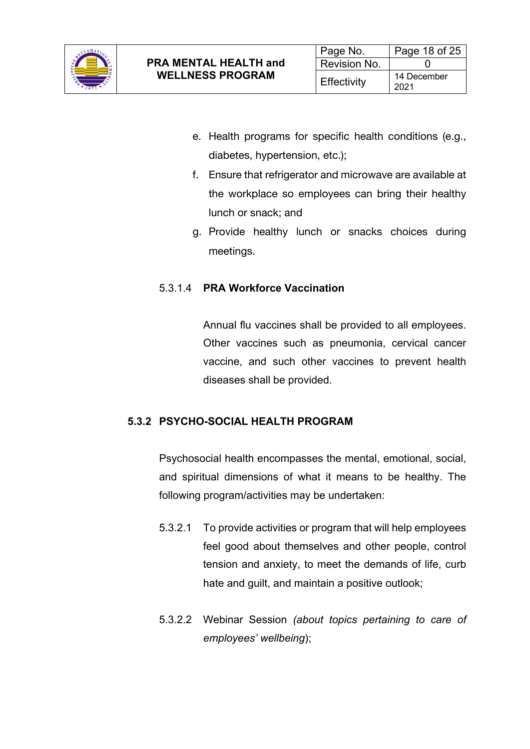e. Health programs for specific health conditions (e.g., diabetes, hypertension, etc.);
f. Ensure that refrigerator and microwave are available at the workplace so employees can bring their healthy lunch or snack; and
g. Provide healthy lunch or snacks choices during meetings.

#### 5.3.1.4 PRA Workforce Vaccination

Annual flu vaccines shall be provided to all employees. Other vaccines such as pneumonia, cervical cancer vaccine, and such other vaccines to prevent health diseases shall be provided.

### 5.3.2 PSYCHO-SOCIAL HEALTH PROGRAM

Psychosocial health encompasses the mental, emotional, social, and spiritual dimensions of what it means to be healthy. The following program/activities may be undertaken:

5.3.2.1 To provide activities or program that will help employees feel good about themselves and other people, control tension and anxiety, to meet the demands of life, curb hate and guilt, and maintain a positive outlook;

5.3.2.2 Webinar Session *(about topics pertaining to care of employees' wellbeing)*;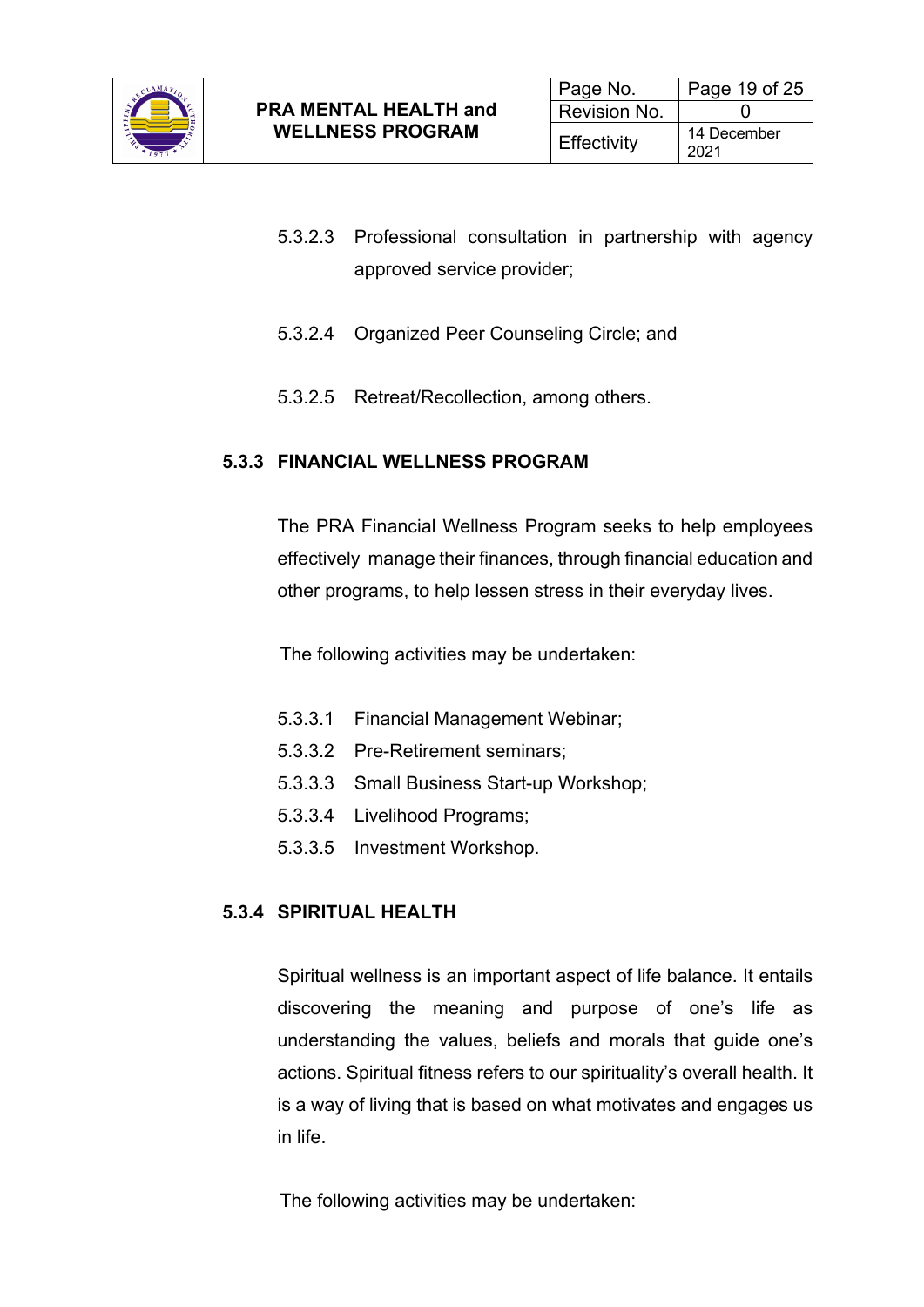5.3.2.3 Professional consultation in partnership with agency approved service provider;

5.3.2.4 Organized Peer Counseling Circle; and

5.3.2.5 Retreat/Recollection, among others.

### 5.3.3 FINANCIAL WELLNESS PROGRAM

The PRA Financial Wellness Program seeks to help employees effectively manage their finances, through financial education and other programs, to help lessen stress in their everyday lives.

The following activities may be undertaken:

5.3.3.1 Financial Management Webinar;
5.3.3.2 Pre-Retirement seminars;
5.3.3.3 Small Business Start-up Workshop;
5.3.3.4 Livelihood Programs;
5.3.3.5 Investment Workshop.

### 5.3.4 SPIRITUAL HEALTH

Spiritual wellness is an important aspect of life balance. It entails discovering the meaning and purpose of one's life as understanding the values, beliefs and morals that guide one's actions. Spiritual fitness refers to our spirituality's overall health. It is a way of living that is based on what motivates and engages us in life.

The following activities may be undertaken: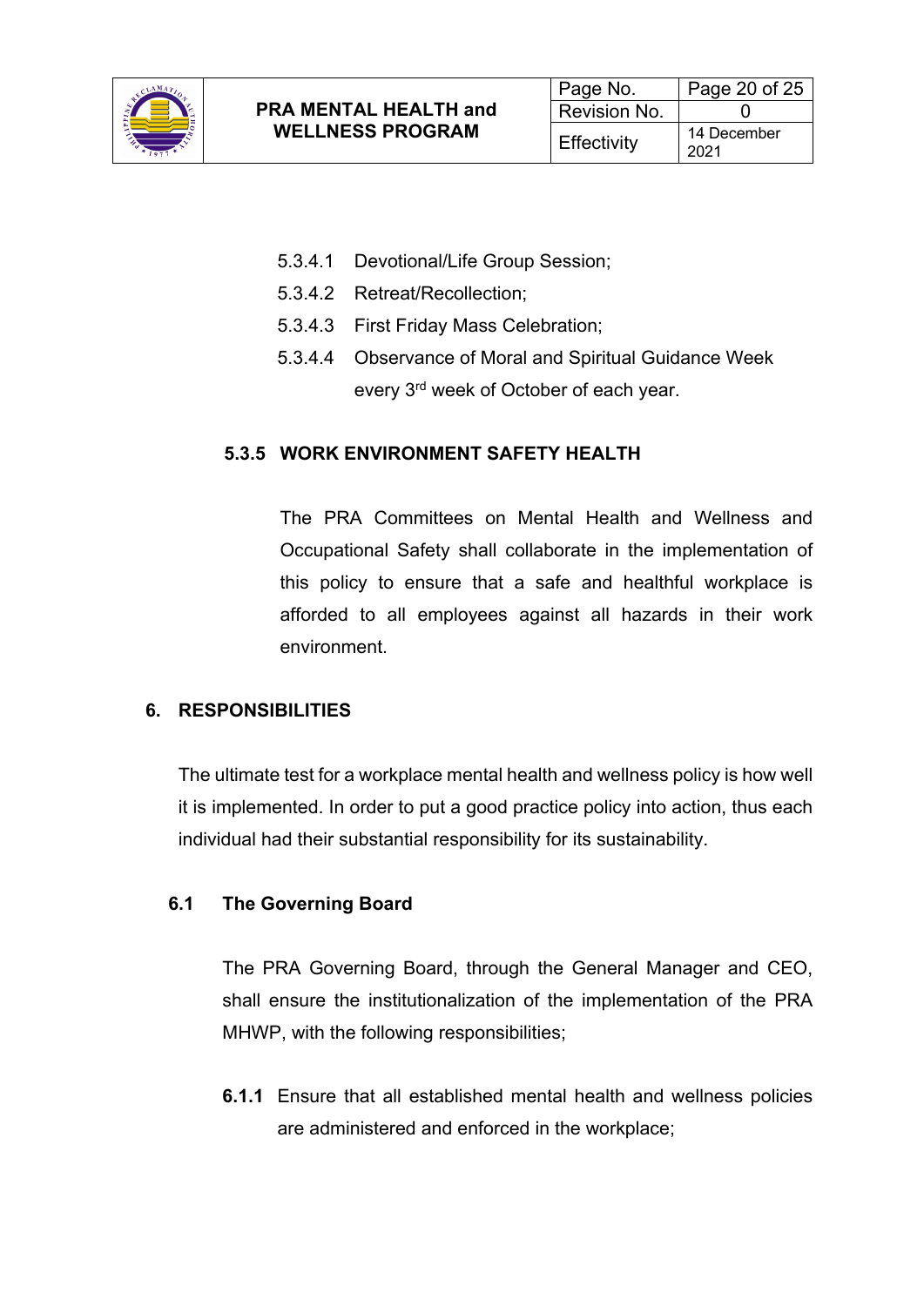5.3.4.1 Devotional/Life Group Session;

5.3.4.2 Retreat/Recollection;

5.3.4.3 First Friday Mass Celebration;

5.3.4.4 Observance of Moral and Spiritual Guidance Week every 3rd week of October of each year.

### 5.3.5 WORK ENVIRONMENT SAFETY HEALTH

The PRA Committees on Mental Health and Wellness and Occupational Safety shall collaborate in the implementation of this policy to ensure that a safe and healthful workplace is afforded to all employees against all hazards in their work environment.

## 6. RESPONSIBILITIES

The ultimate test for a workplace mental health and wellness policy is how well it is implemented. In order to put a good practice policy into action, thus each individual had their substantial responsibility for its sustainability.

### 6.1 The Governing Board

The PRA Governing Board, through the General Manager and CEO, shall ensure the institutionalization of the implementation of the PRA MHWP, with the following responsibilities;

**6.1.1** Ensure that all established mental health and wellness policies are administered and enforced in the workplace;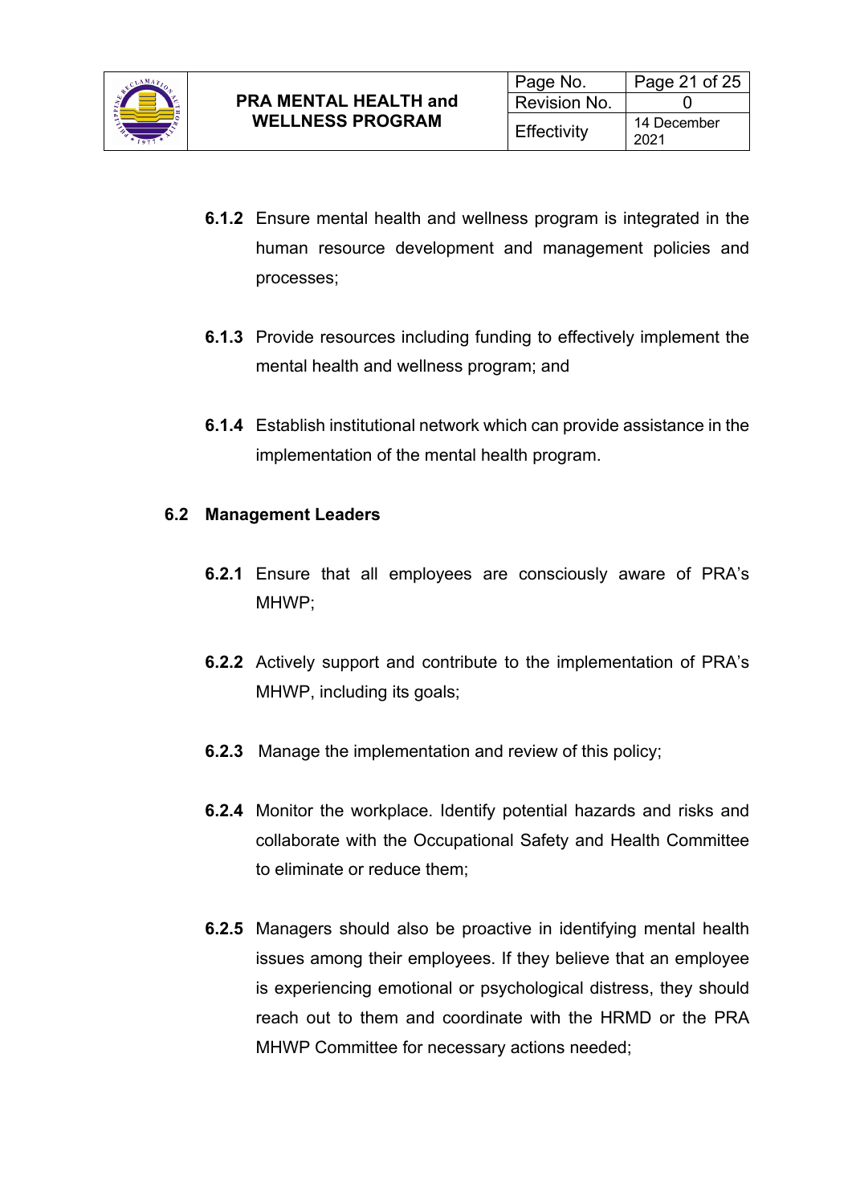**6.1.2** Ensure mental health and wellness program is integrated in the human resource development and management policies and processes;

**6.1.3** Provide resources including funding to effectively implement the mental health and wellness program; and

**6.1.4** Establish institutional network which can provide assistance in the implementation of the mental health program.

**6.2 Management Leaders**

**6.2.1** Ensure that all employees are consciously aware of PRA's MHWP;

**6.2.2** Actively support and contribute to the implementation of PRA's MHWP, including its goals;

**6.2.3** Manage the implementation and review of this policy;

**6.2.4** Monitor the workplace. Identify potential hazards and risks and collaborate with the Occupational Safety and Health Committee to eliminate or reduce them;

**6.2.5** Managers should also be proactive in identifying mental health issues among their employees. If they believe that an employee is experiencing emotional or psychological distress, they should reach out to them and coordinate with the HRMD or the PRA MHWP Committee for necessary actions needed;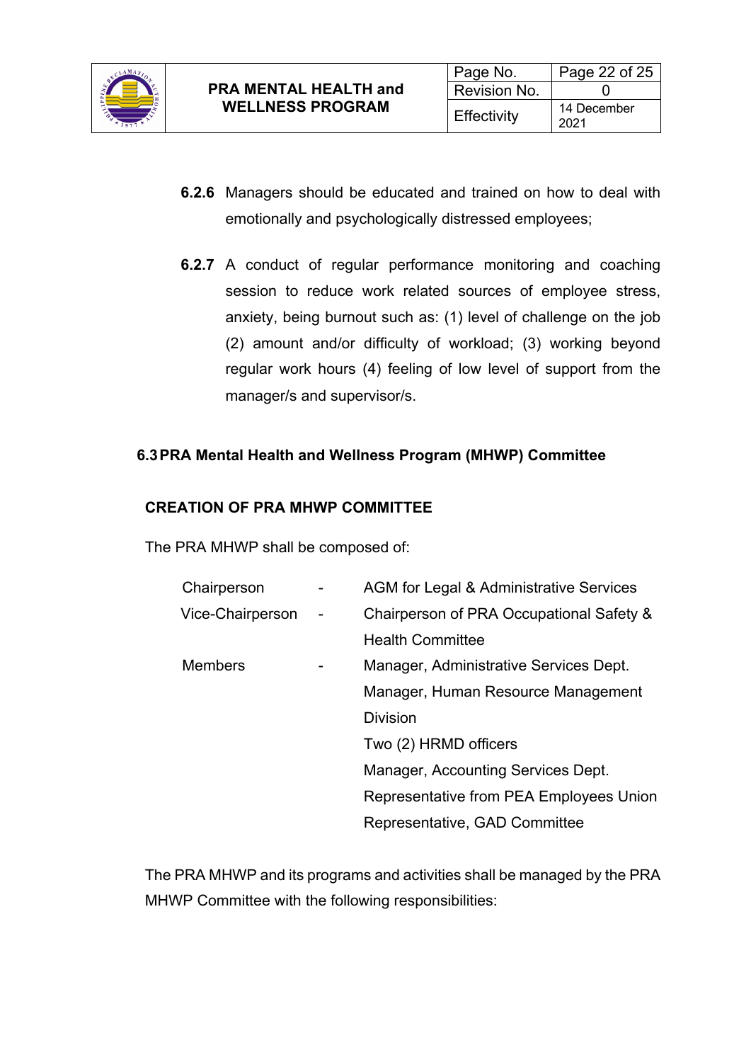**6.2.6** Managers should be educated and trained on how to deal with emotionally and psychologically distressed employees;

**6.2.7** A conduct of regular performance monitoring and coaching session to reduce work related sources of employee stress, anxiety, being burnout such as: (1) level of challenge on the job (2) amount and/or difficulty of workload; (3) working beyond regular work hours (4) feeling of low level of support from the manager/s and supervisor/s.

## 6.3 PRA Mental Health and Wellness Program (MHWP) Committee

**CREATION OF PRA MHWP COMMITTEE**

The PRA MHWP shall be composed of:

| | | |
|---|---|---|
| Chairperson | - | AGM for Legal & Administrative Services |
| Vice-Chairperson | - | Chairperson of PRA Occupational Safety & Health Committee |
| Members | - | Manager, Administrative Services Dept. |
| | | Manager, Human Resource Management Division |
| | | Two (2) HRMD officers |
| | | Manager, Accounting Services Dept. |
| | | Representative from PEA Employees Union |
| | | Representative, GAD Committee |

The PRA MHWP and its programs and activities shall be managed by the PRA MHWP Committee with the following responsibilities: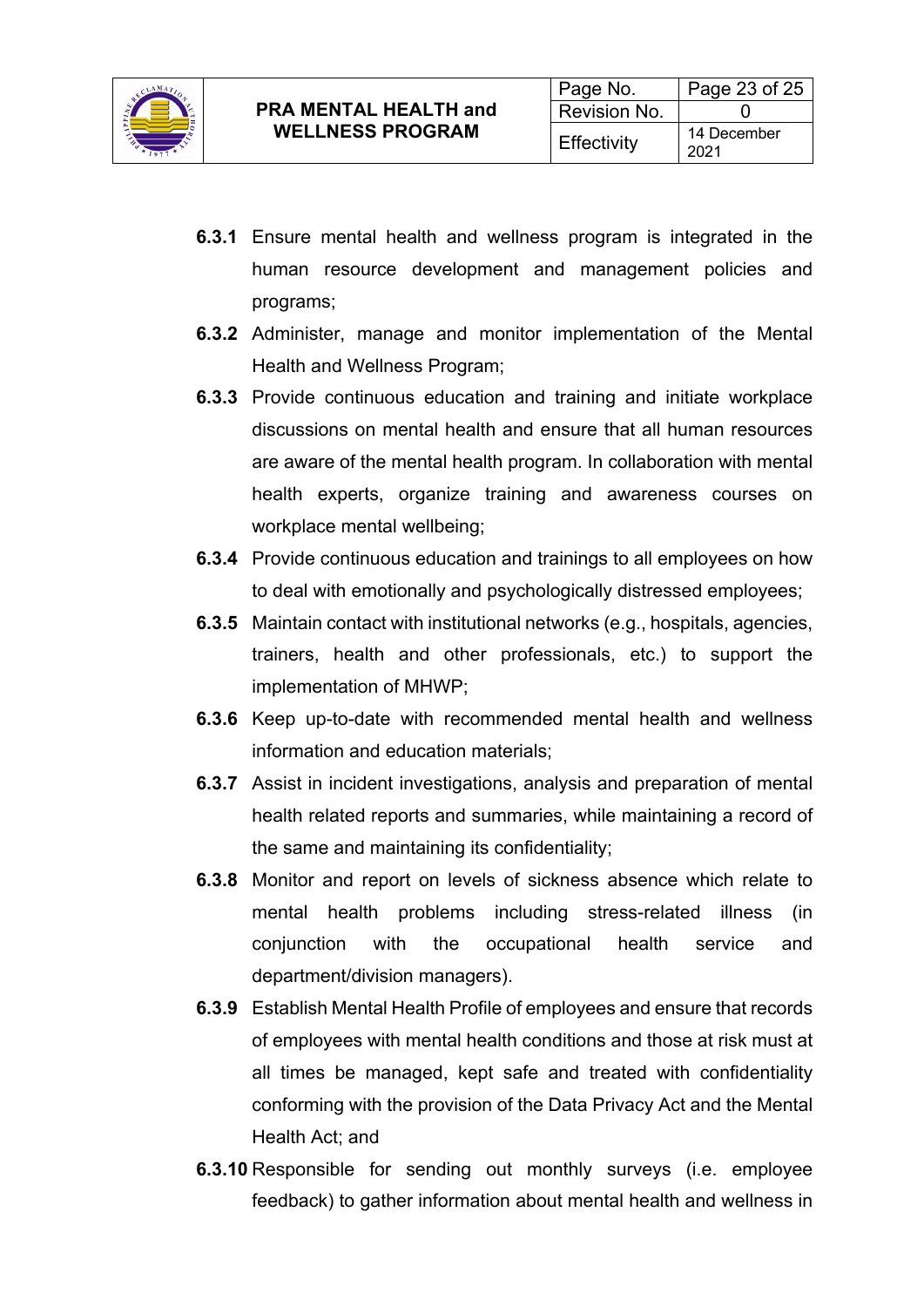**6.3.1** Ensure mental health and wellness program is integrated in the human resource development and management policies and programs;

**6.3.2** Administer, manage and monitor implementation of the Mental Health and Wellness Program;

**6.3.3** Provide continuous education and training and initiate workplace discussions on mental health and ensure that all human resources are aware of the mental health program. In collaboration with mental health experts, organize training and awareness courses on workplace mental wellbeing;

**6.3.4** Provide continuous education and trainings to all employees on how to deal with emotionally and psychologically distressed employees;

**6.3.5** Maintain contact with institutional networks (e.g., hospitals, agencies, trainers, health and other professionals, etc.) to support the implementation of MHWP;

**6.3.6** Keep up-to-date with recommended mental health and wellness information and education materials;

**6.3.7** Assist in incident investigations, analysis and preparation of mental health related reports and summaries, while maintaining a record of the same and maintaining its confidentiality;

**6.3.8** Monitor and report on levels of sickness absence which relate to mental health problems including stress-related illness (in conjunction with the occupational health service and department/division managers).

**6.3.9** Establish Mental Health Profile of employees and ensure that records of employees with mental health conditions and those at risk must at all times be managed, kept safe and treated with confidentiality conforming with the provision of the Data Privacy Act and the Mental Health Act; and

**6.3.10** Responsible for sending out monthly surveys (i.e. employee feedback) to gather information about mental health and wellness in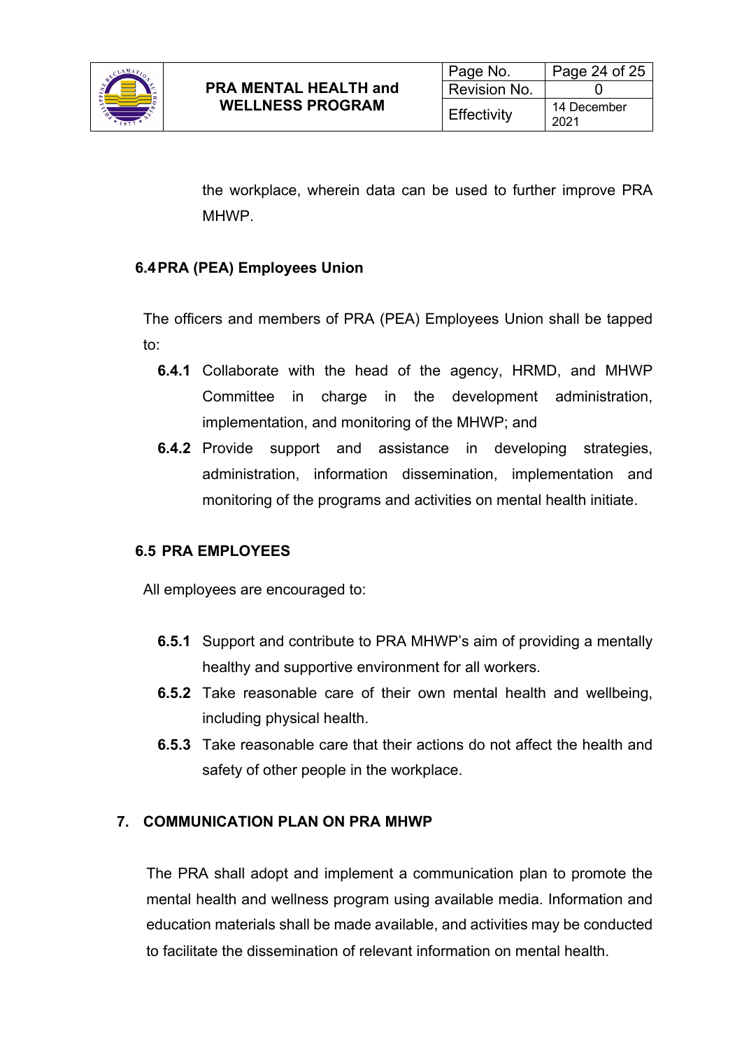the workplace, wherein data can be used to further improve PRA MHWP.

### 6.4 PRA (PEA) Employees Union

The officers and members of PRA (PEA) Employees Union shall be tapped to:

- **6.4.1** Collaborate with the head of the agency, HRMD, and MHWP Committee in charge in the development administration, implementation, and monitoring of the MHWP; and
- **6.4.2** Provide support and assistance in developing strategies, administration, information dissemination, implementation and monitoring of the programs and activities on mental health initiate.

### 6.5 PRA EMPLOYEES

All employees are encouraged to:

- **6.5.1** Support and contribute to PRA MHWP's aim of providing a mentally healthy and supportive environment for all workers.
- **6.5.2** Take reasonable care of their own mental health and wellbeing, including physical health.
- **6.5.3** Take reasonable care that their actions do not affect the health and safety of other people in the workplace.

## 7. COMMUNICATION PLAN ON PRA MHWP

The PRA shall adopt and implement a communication plan to promote the mental health and wellness program using available media. Information and education materials shall be made available, and activities may be conducted to facilitate the dissemination of relevant information on mental health.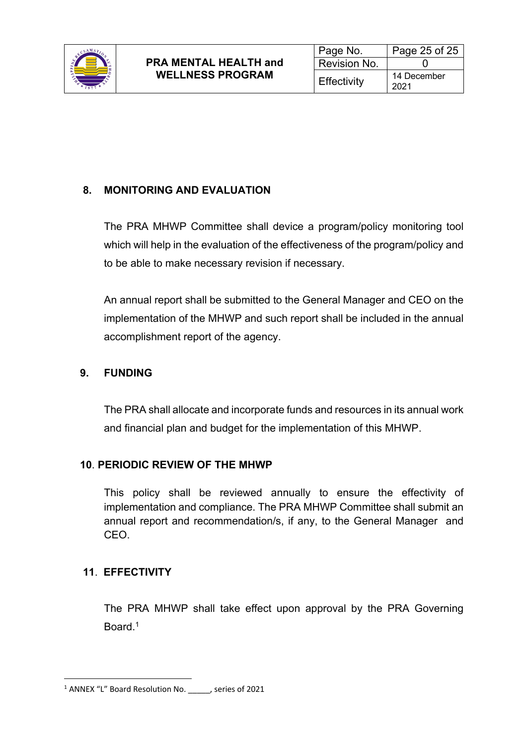## 8. MONITORING AND EVALUATION

The PRA MHWP Committee shall device a program/policy monitoring tool which will help in the evaluation of the effectiveness of the program/policy and to be able to make necessary revision if necessary.

An annual report shall be submitted to the General Manager and CEO on the implementation of the MHWP and such report shall be included in the annual accomplishment report of the agency.

## 9. FUNDING

The PRA shall allocate and incorporate funds and resources in its annual work and financial plan and budget for the implementation of this MHWP.

## 10. PERIODIC REVIEW OF THE MHWP

This policy shall be reviewed annually to ensure the effectivity of implementation and compliance. The PRA MHWP Committee shall submit an annual report and recommendation/s, if any, to the General Manager and CEO.

## 11. EFFECTIVITY

The PRA MHWP shall take effect upon approval by the PRA Governing Board.[1]

---

[1] ANNEX "L" Board Resolution No. _____, series of 2021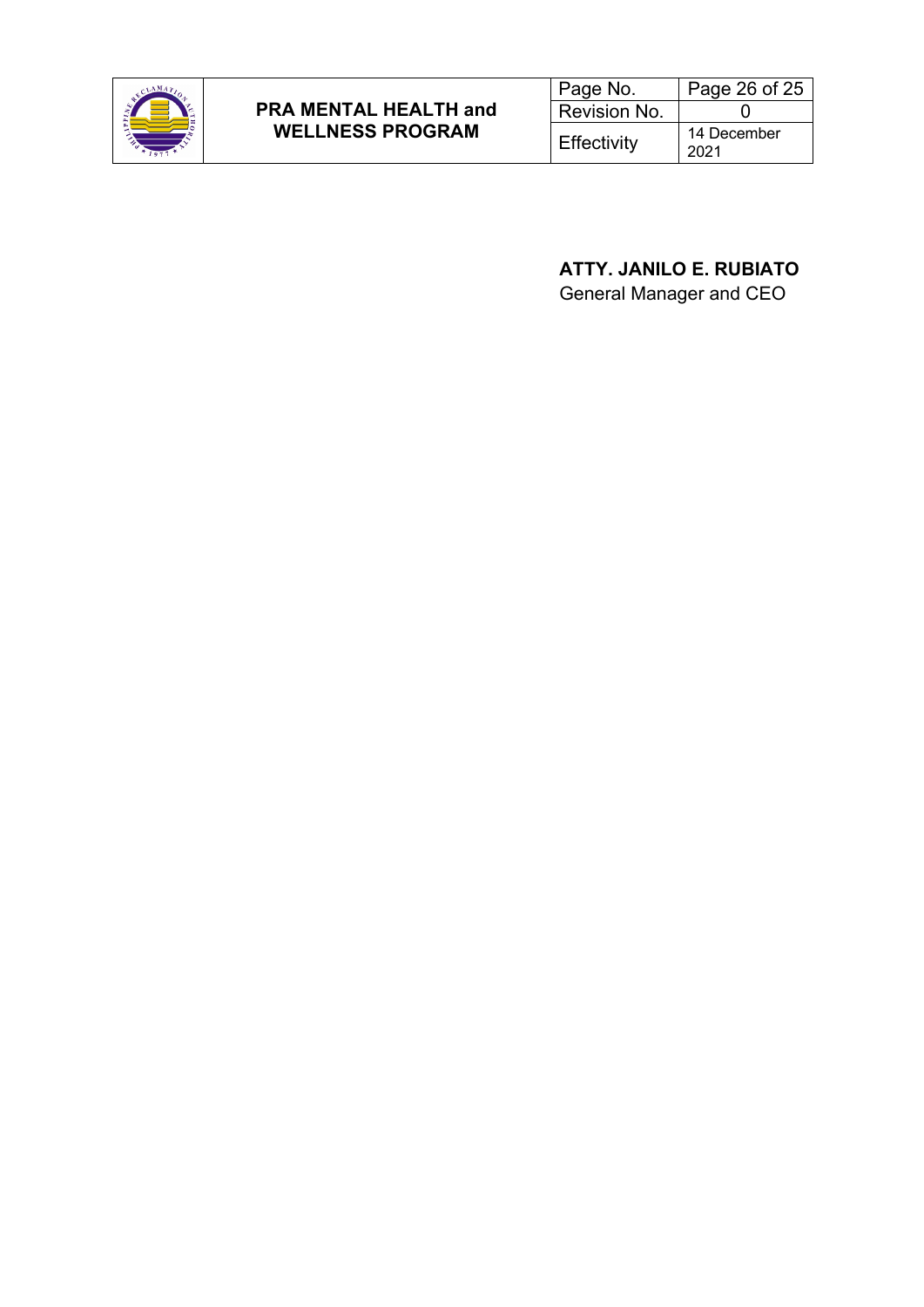**ATTY. JANILO E. RUBIATO**
General Manager and CEO